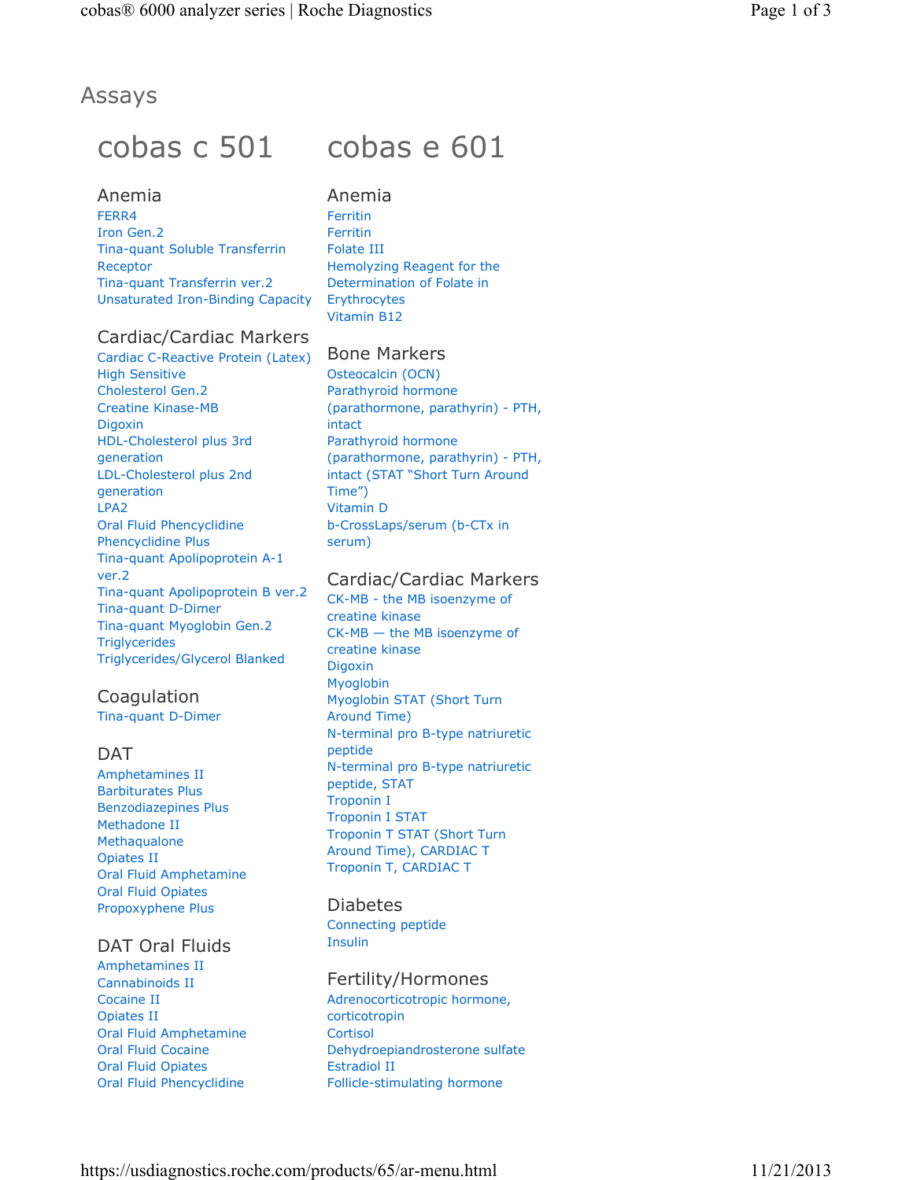# Assays

## cobas c 501

### Anemia

- FERR4
- Iron Gen.2
- Tina-quant Soluble Transferrin Receptor
- Tina-quant Transferrin ver.2
- Unsaturated Iron-Binding Capacity

### Cardiac/Cardiac Markers

- Cardiac C-Reactive Protein (Latex) High Sensitive
- Cholesterol Gen.2
- Creatine Kinase-MB
- Digoxin
- HDL-Cholesterol plus 3rd generation
- LDL-Cholesterol plus 2nd generation
- LPA2
- Oral Fluid Phencyclidine
- Phencyclidine Plus
- Tina-quant Apolipoprotein A-1 ver.2
- Tina-quant Apolipoprotein B ver.2
- Tina-quant D-Dimer
- Tina-quant Myoglobin Gen.2
- Triglycerides
- Triglycerides/Glycerol Blanked

### Coagulation

- Tina-quant D-Dimer

### DAT

- Amphetamines II
- Barbiturates Plus
- Benzodiazepines Plus
- Methadone II
- Methaqualone
- Opiates II
- Oral Fluid Amphetamine
- Oral Fluid Opiates
- Propoxyphene Plus

### DAT Oral Fluids

- Amphetamines II
- Cannabinoids II
- Cocaine II
- Opiates II
- Oral Fluid Amphetamine
- Oral Fluid Cocaine
- Oral Fluid Opiates
- Oral Fluid Phencyclidine

## cobas e 601

### Anemia

- Ferritin
- Ferritin
- Folate III
- Hemolyzing Reagent for the Determination of Folate in Erythrocytes
- Vitamin B12

### Bone Markers

- Osteocalcin (OCN)
- Parathyroid hormone (parathormone, parathyrin) - PTH, intact
- Parathyroid hormone (parathormone, parathyrin) - PTH, intact (STAT "Short Turn Around Time")
- Vitamin D
- b-CrossLaps/serum (b-CTx in serum)

### Cardiac/Cardiac Markers

- CK-MB - the MB isoenzyme of creatine kinase
- CK-MB — the MB isoenzyme of creatine kinase
- Digoxin
- Myoglobin
- Myoglobin STAT (Short Turn Around Time)
- N-terminal pro B-type natriuretic peptide
- N-terminal pro B-type natriuretic peptide, STAT
- Troponin I
- Troponin I STAT
- Troponin T STAT (Short Turn Around Time), CARDIAC T
- Troponin T, CARDIAC T

### Diabetes

- Connecting peptide
- Insulin

### Fertility/Hormones

- Adrenocorticotropic hormone, corticotropin
- Cortisol
- Dehydroepiandrosterone sulfate
- Estradiol II
- Follicle-stimulating hormone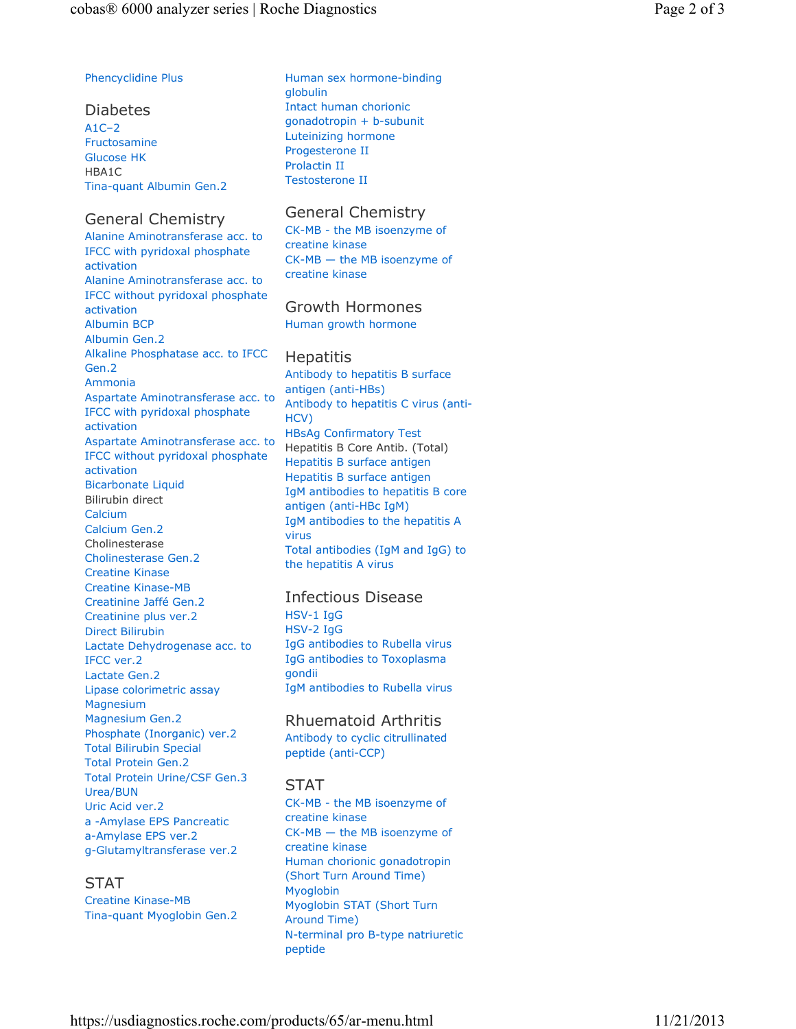Phencyclidine Plus

## Diabetes

A1C–2
Fructosamine
Glucose HK
HBA1C
Tina-quant Albumin Gen.2

## General Chemistry

Alanine Aminotransferase acc. to IFCC with pyridoxal phosphate activation
Alanine Aminotransferase acc. to IFCC without pyridoxal phosphate activation
Albumin BCP
Albumin Gen.2
Alkaline Phosphatase acc. to IFCC Gen.2
Ammonia
Aspartate Aminotransferase acc. to IFCC with pyridoxal phosphate activation
Aspartate Aminotransferase acc. to IFCC without pyridoxal phosphate activation
Bicarbonate Liquid
Bilirubin direct
Calcium
Calcium Gen.2
Cholinesterase
Cholinesterase Gen.2
Creatine Kinase
Creatine Kinase-MB
Creatinine Jaffé Gen.2
Creatinine plus ver.2
Direct Bilirubin
Lactate Dehydrogenase acc. to IFCC ver.2
Lactate Gen.2
Lipase colorimetric assay
Magnesium
Magnesium Gen.2
Phosphate (Inorganic) ver.2
Total Bilirubin Special
Total Protein Gen.2
Total Protein Urine/CSF Gen.3
Urea/BUN
Uric Acid ver.2
a -Amylase EPS Pancreatic
a-Amylase EPS ver.2
g-Glutamyltransferase ver.2

## STAT

Creatine Kinase-MB
Tina-quant Myoglobin Gen.2

Human sex hormone-binding globulin
Intact human chorionic gonadotropin + b-subunit
Luteinizing hormone
Progesterone II
Prolactin II
Testosterone II

## General Chemistry

CK-MB - the MB isoenzyme of creatine kinase
CK-MB — the MB isoenzyme of creatine kinase

## Growth Hormones

Human growth hormone

## Hepatitis

Antibody to hepatitis B surface antigen (anti-HBs)
Antibody to hepatitis C virus (anti-HCV)
HBsAg Confirmatory Test
Hepatitis B Core Antib. (Total)
Hepatitis B surface antigen
Hepatitis B surface antigen
IgM antibodies to hepatitis B core antigen (anti-HBc IgM)
IgM antibodies to the hepatitis A virus
Total antibodies (IgM and IgG) to the hepatitis A virus

## Infectious Disease

HSV-1 IgG
HSV-2 IgG
IgG antibodies to Rubella virus
IgG antibodies to Toxoplasma gondii
IgM antibodies to Rubella virus

## Rhuematoid Arthritis

Antibody to cyclic citrullinated peptide (anti-CCP)

## STAT

CK-MB - the MB isoenzyme of creatine kinase
CK-MB — the MB isoenzyme of creatine kinase
Human chorionic gonadotropin (Short Turn Around Time)
Myoglobin
Myoglobin STAT (Short Turn Around Time)
N-terminal pro B-type natriuretic peptide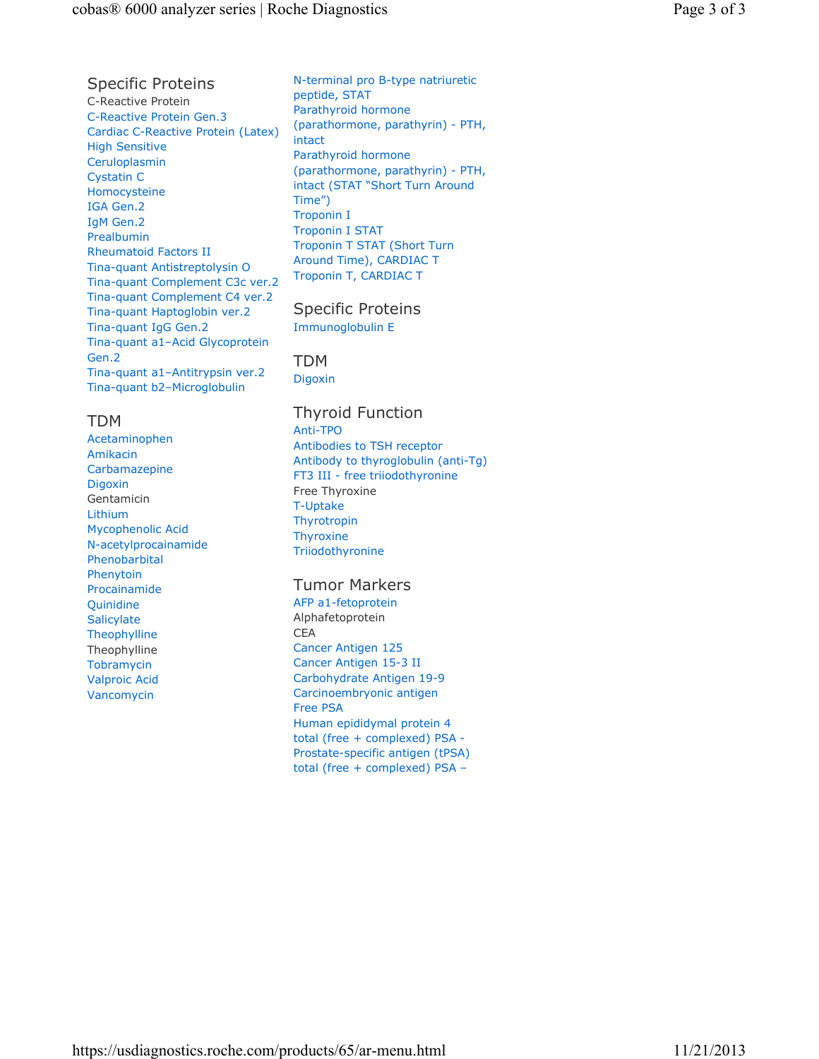## Specific Proteins

C-Reactive Protein
C-Reactive Protein Gen.3
Cardiac C-Reactive Protein (Latex) High Sensitive
Ceruloplasmin
Cystatin C
Homocysteine
IGA Gen.2
IgM Gen.2
Prealbumin
Rheumatoid Factors II
Tina-quant Antistreptolysin O
Tina-quant Complement C3c ver.2
Tina-quant Complement C4 ver.2
Tina-quant Haptoglobin ver.2
Tina-quant IgG Gen.2
Tina-quant a1–Acid Glycoprotein Gen.2
Tina-quant a1–Antitrypsin ver.2
Tina-quant b2–Microglobulin

## TDM

Acetaminophen
Amikacin
Carbamazepine
Digoxin
Gentamicin
Lithium
Mycophenolic Acid
N-acetylprocainamide
Phenobarbital
Phenytoin
Procainamide
Quinidine
Salicylate
Theophylline
Theophylline
Tobramycin
Valproic Acid
Vancomycin

N-terminal pro B-type natriuretic peptide, STAT
Parathyroid hormone (parathormone, parathyrin) - PTH, intact
Parathyroid hormone (parathormone, parathyrin) - PTH, intact (STAT "Short Turn Around Time")
Troponin I
Troponin I STAT
Troponin T STAT (Short Turn Around Time), CARDIAC T
Troponin T, CARDIAC T

## Specific Proteins

Immunoglobulin E

## TDM

Digoxin

## Thyroid Function

Anti-TPO
Antibodies to TSH receptor
Antibody to thyroglobulin (anti-Tg)
FT3 III - free triiodothyronine
Free Thyroxine
T-Uptake
Thyrotropin
Thyroxine
Triiodothyronine

## Tumor Markers

AFP a1-fetoprotein
Alphafetoprotein
CEA
Cancer Antigen 125
Cancer Antigen 15-3 II
Carbohydrate Antigen 19-9
Carcinoembryonic antigen
Free PSA
Human epididymal protein 4
total (free + complexed) PSA - Prostate-specific antigen (tPSA)
total (free + complexed) PSA –